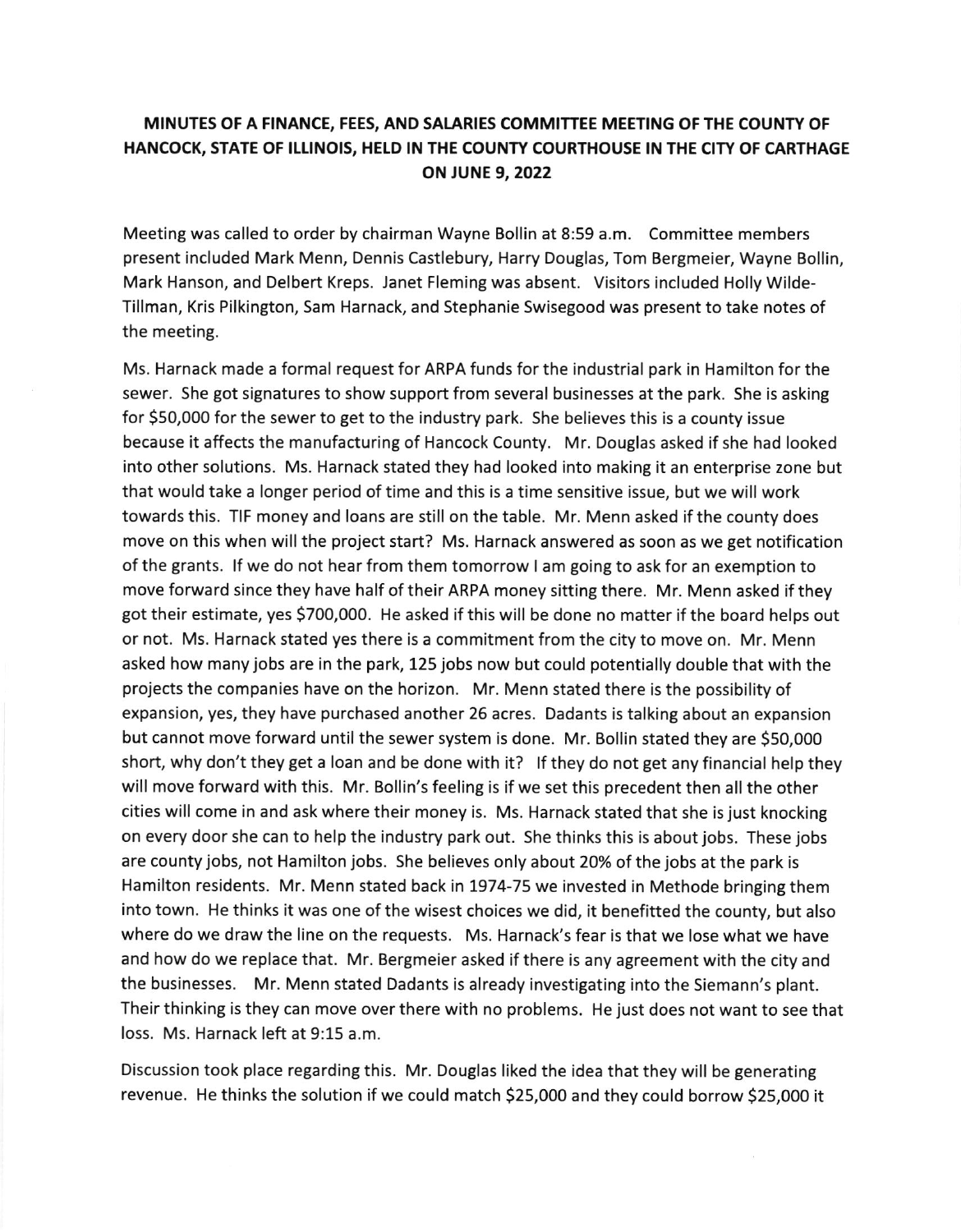# MINUTES OF A FINANCE, FEES, AND SALARIES COMMITTEE MEETING OF THE COUNTY OF HANCOCK, STATE OF ILLINOIS, HELD IN THE COUNTY COURTHOUSE IN THE CITY OF CARTHAGE ON JUNE 9, 2022

Meeting was called to order by chairman Wayne Bollin at 8:59 a.m. Committee members present included Mark Menn, Dennis Castlebury, Harry Douglas, Tom Bergmeier, Wayne Bollin, Mark Hanson, and Delbert Kreps. Janet Fleming was absent. Visitors included Holly Wilde-Tillman, Kris Pilkington, Sam Harnack, and Stephanie Swisegood was present to take notes of the meeting.

Ms. Harnack made a formal request for ARPA funds for the industrial park in Hamilton for the sewer. She got signatures to show support from several businesses at the park. She is asking for $50,000 for the sewer to get to the industry park. She believes this is a county issue because it affects the manufacturing of Hancock County. Mr. Douglas asked if she had looked into other solutions. Ms. Harnack stated they had looked into making it an enterprise zone but that would take a longer period of time and this is a time sensitive issue, but we will work towards this. TIF money and loans are still on the table. Mr. Menn asked if the county does move on this when will the project start? Ms. Harnack answered as soon as we get notification of the grants. If we do not hear from them tomorrow I am going to ask for an exemption to move forward since they have half of their ARPA money sitting there. Mr. Menn asked if they got their estimate, yes $700,000. He asked if this will be done no matter if the board helps out or not. Ms. Harnack stated yes there is a commitment from the city to move on. Mr. Menn asked how many jobs are in the park, 125 jobs now but could potentially double that with the projects the companies have on the horizon. Mr. Menn stated there is the possibility of expansion, yes, they have purchased another 26 acres. Dadants is talking about an expansion but cannot move forward until the sewer system is done. Mr. Bollin stated they are $50,000 short, why don't they get a loan and be done with it? If they do not get any financial help they will move forward with this. Mr. Bollin's feeling is if we set this precedent then all the other cities will come in and ask where their money is. Ms. Harnack stated that she is just knocking on every door she can to help the industry park out. She thinks this is about jobs. These jobs are county jobs, not Hamilton jobs. She believes only about 20% of the jobs at the park is Hamilton residents. Mr. Menn stated back in 1974-75 we invested in Methode bringing them into town. He thinks it was one of the wisest choices we did, it benefitted the county, but also where do we draw the line on the requests. Ms. Harnack's fear is that we lose what we have and how do we replace that. Mr. Bergmeier asked if there is any agreement with the city and the businesses. Mr. Menn stated Dadants is already investigating into the Siemann's plant. Their thinking is they can move over there with no problems. He just does not want to see that loss. Ms. Harnack left at 9:15 a.m.

Discussion took place regarding this. Mr. Douglas liked the idea that they will be generating revenue. He thinks the solution if we could match $25,000 and they could borrow $25,000 it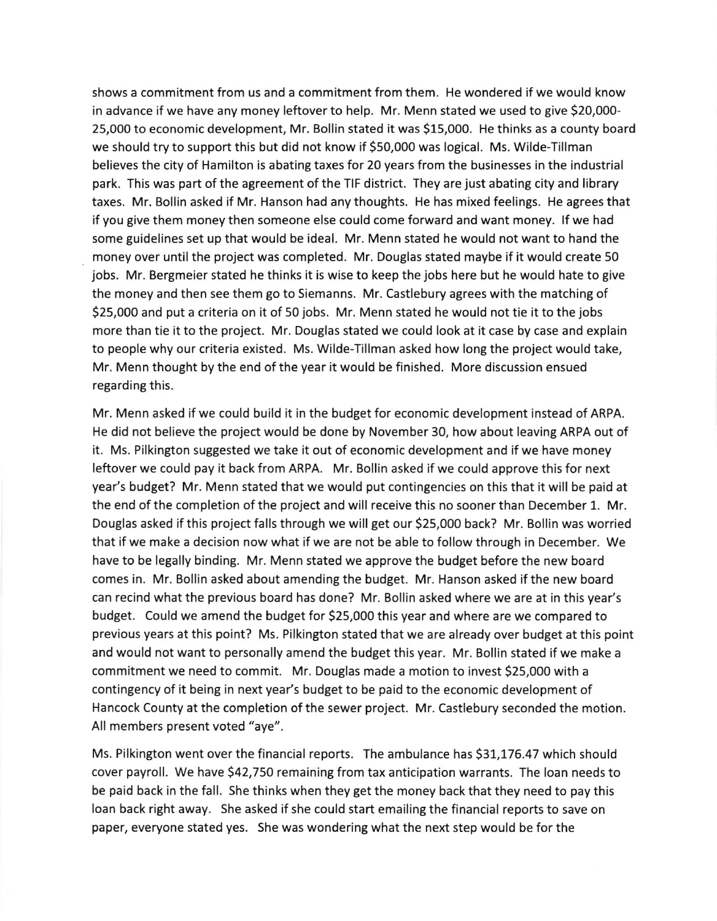shows a commitment from us and a commitment from them. He wondered if we would know in advance if we have any money leftover to help. Mr. Menn stated we used to give $20,000-25,000 to economic development, Mr. Bollin stated it was $15,000. He thinks as a county board we should try to support this but did not know if $50,000 was logical. Ms. Wilde-Tillman believes the city of Hamilton is abating taxes for 20 years from the businesses in the industrial park. This was part of the agreement of the TIF district. They are just abating city and library taxes. Mr. Bollin asked if Mr. Hanson had any thoughts. He has mixed feelings. He agrees that if you give them money then someone else could come forward and want money. If we had some guidelines set up that would be ideal. Mr. Menn stated he would not want to hand the money over until the project was completed. Mr. Douglas stated maybe if it would create 50 jobs. Mr. Bergmeier stated he thinks it is wise to keep the jobs here but he would hate to give the money and then see them go to Siemanns. Mr. Castlebury agrees with the matching of $25,000 and put a criteria on it of 50 jobs. Mr. Menn stated he would not tie it to the jobs more than tie it to the project. Mr. Douglas stated we could look at it case by case and explain to people why our criteria existed. Ms. Wilde-Tillman asked how long the project would take, Mr. Menn thought by the end of the year it would be finished. More discussion ensued regarding this.

Mr. Menn asked if we could build it in the budget for economic development instead of ARPA. He did not believe the project would be done by November 30, how about leaving ARPA out of it. Ms. Pilkington suggested we take it out of economic development and if we have money leftover we could pay it back from ARPA. Mr. Bollin asked if we could approve this for next year's budget? Mr. Menn stated that we would put contingencies on this that it will be paid at the end of the completion of the project and will receive this no sooner than December 1. Mr. Douglas asked if this project falls through we will get our $25,000 back? Mr. Bollin was worried that if we make a decision now what if we are not be able to follow through in December. We have to be legally binding. Mr. Menn stated we approve the budget before the new board comes in. Mr. Bollin asked about amending the budget. Mr. Hanson asked if the new board can recind what the previous board has done? Mr. Bollin asked where we are at in this year's budget. Could we amend the budget for $25,000 this year and where are we compared to previous years at this point? Ms. Pilkington stated that we are already over budget at this point and would not want to personally amend the budget this year. Mr. Bollin stated if we make a commitment we need to commit. Mr. Douglas made a motion to invest $25,000 with a contingency of it being in next year's budget to be paid to the economic development of Hancock County at the completion of the sewer project. Mr. Castlebury seconded the motion. All members present voted "aye".

Ms. Pilkington went over the financial reports. The ambulance has $31,176.47 which should cover payroll. We have $42,750 remaining from tax anticipation warrants. The loan needs to be paid back in the fall. She thinks when they get the money back that they need to pay this loan back right away. She asked if she could start emailing the financial reports to save on paper, everyone stated yes. She was wondering what the next step would be for the